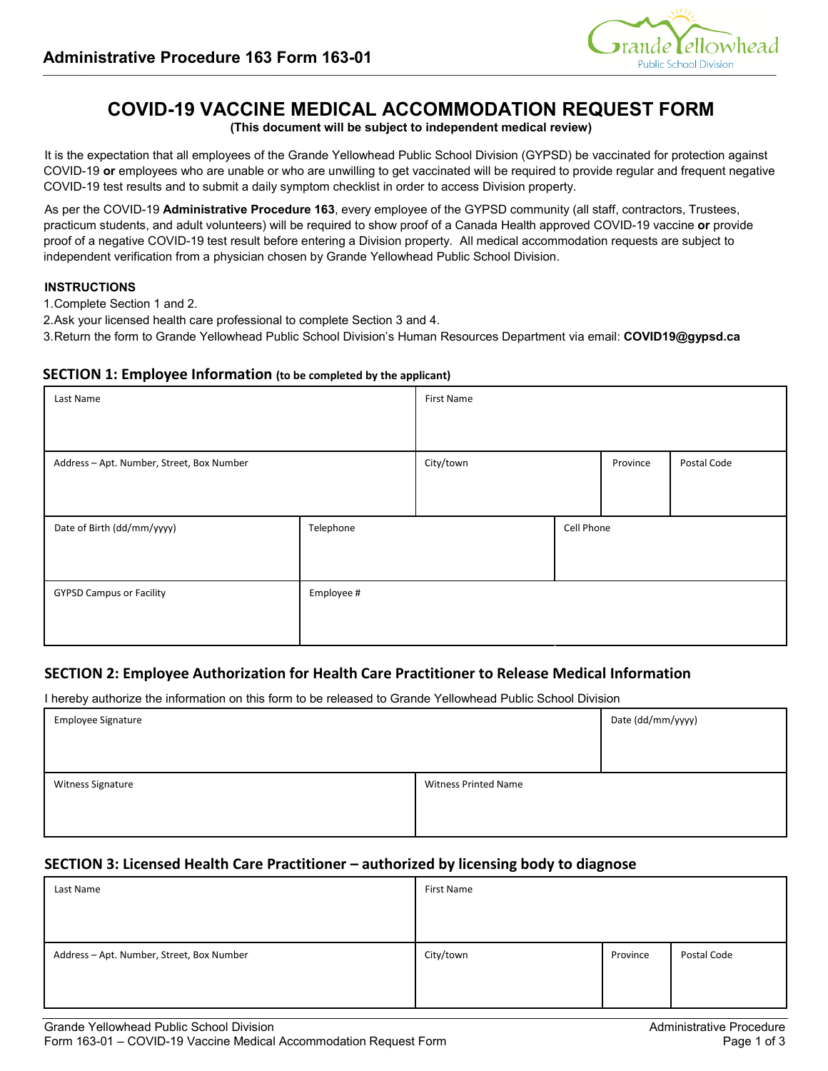# COVID-19 VACCINE MEDICAL ACCOMMODATION REQUEST FORM

**(This document will be subject to independent medical review)**

It is the expectation that all employees of the Grande Yellowhead Public School Division (GYPSD) be vaccinated for protection against COVID-19 **or** employees who are unable or who are unwilling to get vaccinated will be required to provide regular and frequent negative COVID-19 test results and to submit a daily symptom checklist in order to access Division property.

As per the COVID-19 **Administrative Procedure 163**, every employee of the GYPSD community (all staff, contractors, Trustees, practicum students, and adult volunteers) will be required to show proof of a Canada Health approved COVID-19 vaccine **or** provide proof of a negative COVID-19 test result before entering a Division property. All medical accommodation requests are subject to independent verification from a physician chosen by Grande Yellowhead Public School Division.

**INSTRUCTIONS**

1. Complete Section 1 and 2.
2. Ask your licensed health care professional to complete Section 3 and 4.
3. Return the form to Grande Yellowhead Public School Division's Human Resources Department via email: **COVID19@gypsd.ca**

## SECTION 1: Employee Information (to be completed by the applicant)

| Last Name | | First Name | | |
|---|---|---|---|---|
| Address – Apt. Number, Street, Box Number | | City/town | Province | Postal Code |
| Date of Birth (dd/mm/yyyy) | Telephone | | Cell Phone | |
| GYPSD Campus or Facility | Employee # | | | |

## SECTION 2: Employee Authorization for Health Care Practitioner to Release Medical Information

I hereby authorize the information on this form to be released to Grande Yellowhead Public School Division

| Employee Signature | | Date (dd/mm/yyyy) |
|---|---|---|
| Witness Signature | Witness Printed Name | |

## SECTION 3: Licensed Health Care Practitioner – authorized by licensing body to diagnose

| Last Name | First Name | | |
|---|---|---|---|
| Address – Apt. Number, Street, Box Number | City/town | Province | Postal Code |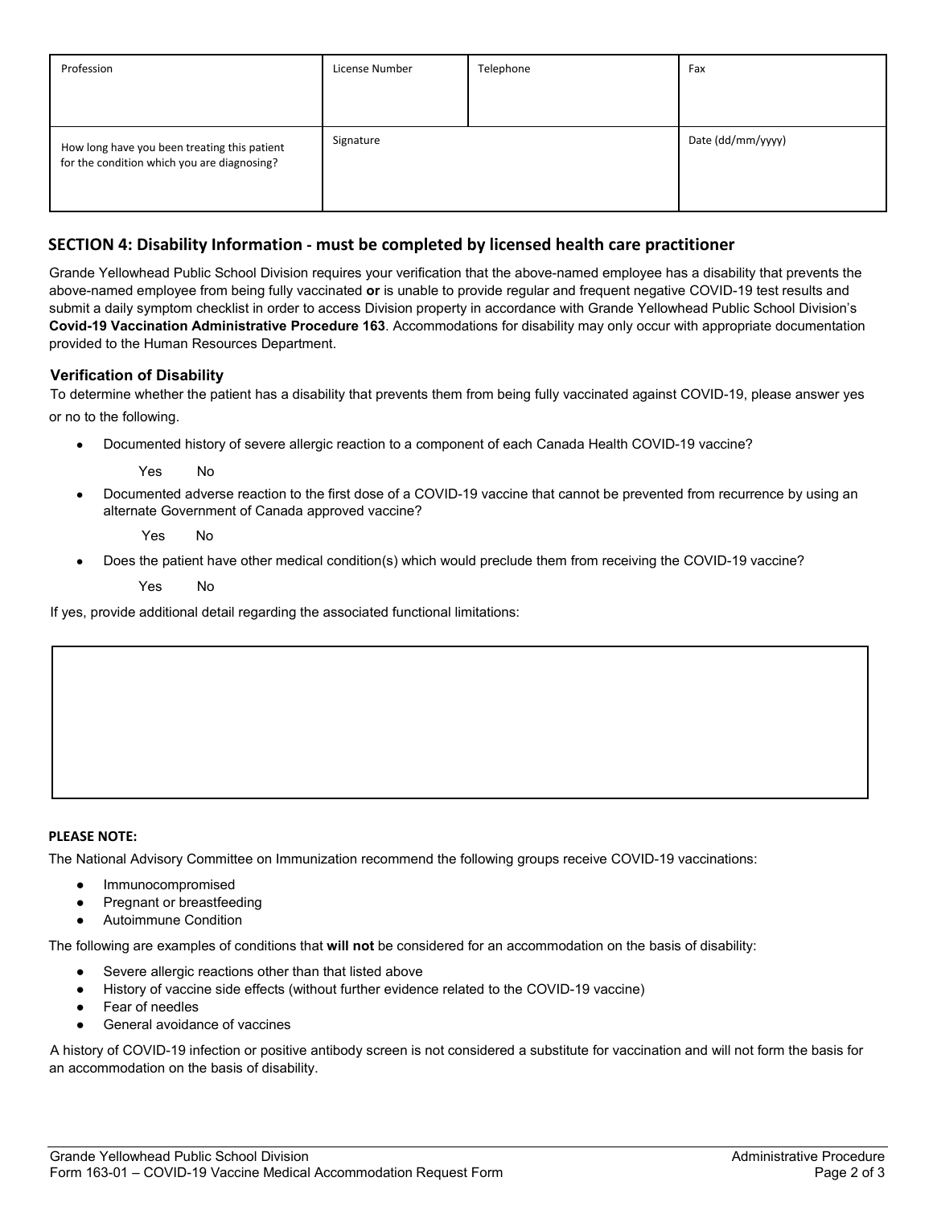| Profession | License Number | Telephone | Fax |
|---|---|---|---|
| | | | |
| How long have you been treating this patient for the condition which you are diagnosing? | Signature | | Date (dd/mm/yyyy) |

## SECTION 4: Disability Information - must be completed by licensed health care practitioner

Grande Yellowhead Public School Division requires your verification that the above-named employee has a disability that prevents the above-named employee from being fully vaccinated **or** is unable to provide regular and frequent negative COVID-19 test results and submit a daily symptom checklist in order to access Division property in accordance with Grande Yellowhead Public School Division's **Covid-19 Vaccination Administrative Procedure 163**. Accommodations for disability may only occur with appropriate documentation provided to the Human Resources Department.

### Verification of Disability

To determine whether the patient has a disability that prevents them from being fully vaccinated against COVID-19, please answer yes or no to the following.

- Documented history of severe allergic reaction to a component of each Canada Health COVID-19 vaccine?

  Yes No

- Documented adverse reaction to the first dose of a COVID-19 vaccine that cannot be prevented from recurrence by using an alternate Government of Canada approved vaccine?

  Yes No

- Does the patient have other medical condition(s) which would preclude them from receiving the COVID-19 vaccine?

  Yes No

If yes, provide additional detail regarding the associated functional limitations:

|  |
|---|
|  |

**PLEASE NOTE:**

The National Advisory Committee on Immunization recommend the following groups receive COVID-19 vaccinations:

- Immunocompromised
- Pregnant or breastfeeding
- Autoimmune Condition

The following are examples of conditions that **will not** be considered for an accommodation on the basis of disability:

- Severe allergic reactions other than that listed above
- History of vaccine side effects (without further evidence related to the COVID-19 vaccine)
- Fear of needles
- General avoidance of vaccines

A history of COVID-19 infection or positive antibody screen is not considered a substitute for vaccination and will not form the basis for an accommodation on the basis of disability.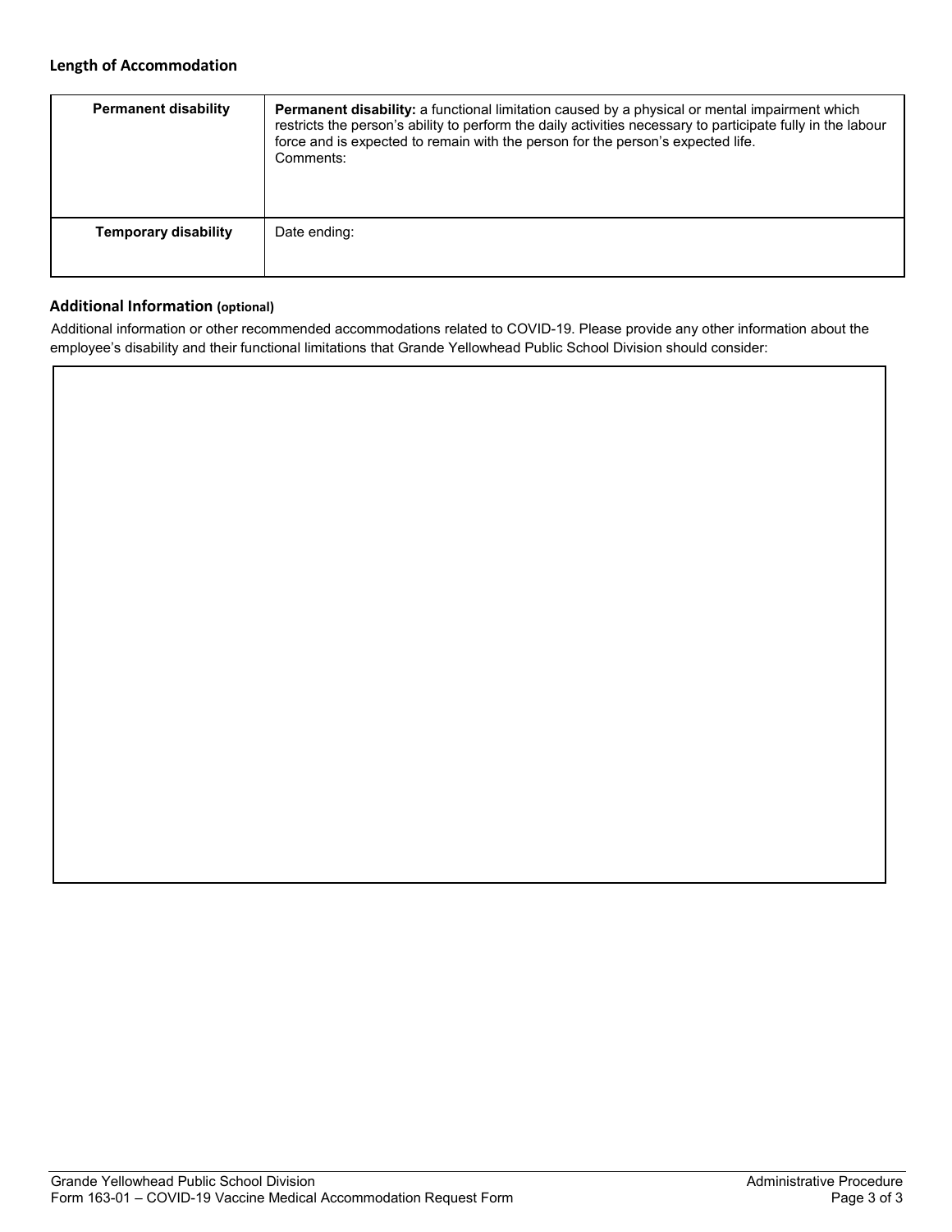### Length of Accommodation

| | |
|---|---|
| **Permanent disability** | **Permanent disability:** a functional limitation caused by a physical or mental impairment which restricts the person's ability to perform the daily activities necessary to participate fully in the labour force and is expected to remain with the person for the person's expected life.<br>Comments: |
| **Temporary disability** | Date ending: |

### Additional Information (optional)

Additional information or other recommended accommodations related to COVID-19. Please provide any other information about the employee's disability and their functional limitations that Grande Yellowhead Public School Division should consider: